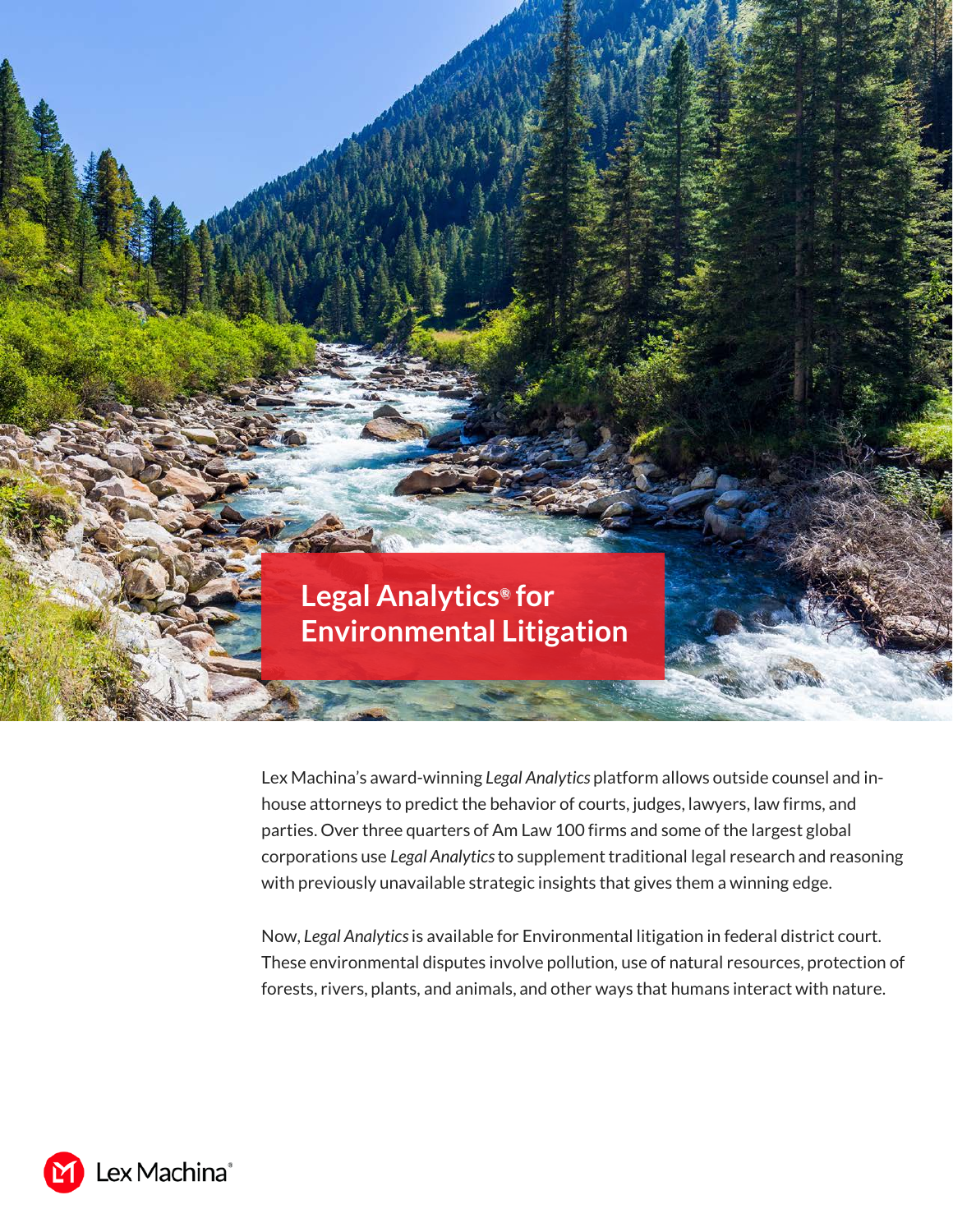# Legal Analytics® for Environmental Litigation

Lex Machina's award-winning *Legal Analytics* platform allows outside counsel and in-house attorneys to predict the behavior of courts, judges, lawyers, law firms, and parties. Over three quarters of Am Law 100 firms and some of the largest global corporations use *Legal Analytics* to supplement traditional legal research and reasoning with previously unavailable strategic insights that gives them a winning edge.

Now, *Legal Analytics* is available for Environmental litigation in federal district court. These environmental disputes involve pollution, use of natural resources, protection of forests, rivers, plants, and animals, and other ways that humans interact with nature.

Lex Machina®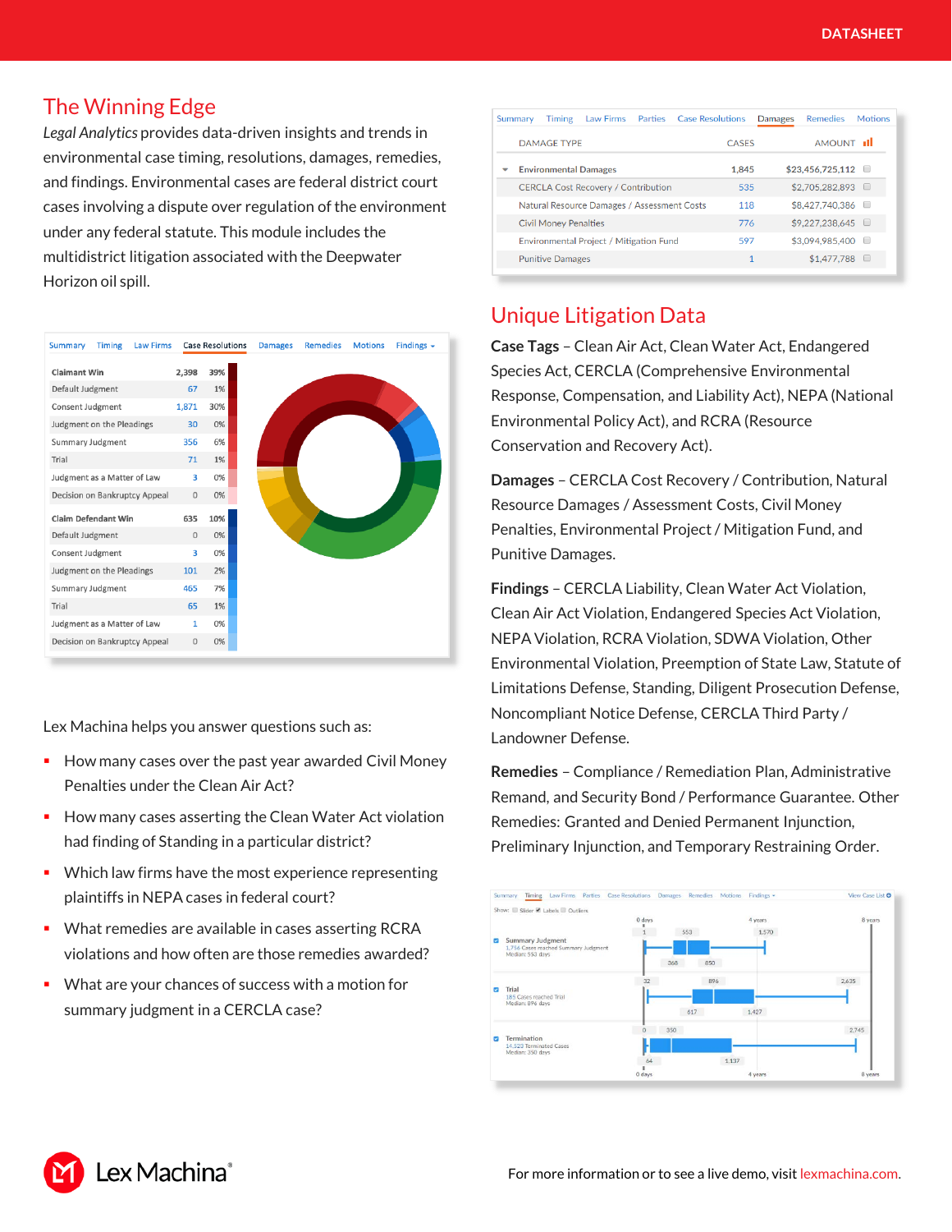# The Winning Edge

*Legal Analytics* provides data-driven insights and trends in environmental case timing, resolutions, damages, remedies, and findings. Environmental cases are federal district court cases involving a dispute over regulation of the environment under any federal statute. This module includes the multidistrict litigation associated with the Deepwater Horizon oil spill.

Summary | Timing | Law Firms | Case Resolutions | Damages | Remedies | Motions | Findings

| | | |
|---|---|---|
| **Claimant Win** | 2,398 | 39% |
| Default Judgment | 67 | 1% |
| Consent Judgment | 1,871 | 30% |
| Judgment on the Pleadings | 30 | 0% |
| Summary Judgment | 356 | 6% |
| Trial | 71 | 1% |
| Judgment as a Matter of Law | 3 | 0% |
| Decision on Bankruptcy Appeal | 0 | 0% |
| **Claim Defendant Win** | 635 | 10% |
| Default Judgment | 0 | 0% |
| Consent Judgment | 3 | 0% |
| Judgment on the Pleadings | 101 | 2% |
| Summary Judgment | 465 | 7% |
| Trial | 65 | 1% |
| Judgment as a Matter of Law | 1 | 0% |
| Decision on Bankruptcy Appeal | 0 | 0% |

Lex Machina helps you answer questions such as:

- How many cases over the past year awarded Civil Money Penalties under the Clean Air Act?
- How many cases asserting the Clean Water Act violation had finding of Standing in a particular district?
- Which law firms have the most experience representing plaintiffs in NEPA cases in federal court?
- What remedies are available in cases asserting RCRA violations and how often are those remedies awarded?
- What are your chances of success with a motion for summary judgment in a CERCLA case?

Summary | Timing | Law Firms | Parties | Case Resolutions | Damages | Remedies | Motions

| DAMAGE TYPE | CASES | AMOUNT |
|---|---|---|
| Environmental Damages | 1,845 | $23,456,725,112 |
| CERCLA Cost Recovery / Contribution | 535 | $2,705,282,893 |
| Natural Resource Damages / Assessment Costs | 118 | $8,427,740,386 |
| Civil Money Penalties | 776 | $9,227,238,645 |
| Environmental Project / Mitigation Fund | 597 | $3,094,985,400 |
| Punitive Damages | 1 | $1,477,788 |

# Unique Litigation Data

**Case Tags** – Clean Air Act, Clean Water Act, Endangered Species Act, CERCLA (Comprehensive Environmental Response, Compensation, and Liability Act), NEPA (National Environmental Policy Act), and RCRA (Resource Conservation and Recovery Act).

**Damages** – CERCLA Cost Recovery / Contribution, Natural Resource Damages / Assessment Costs, Civil Money Penalties, Environmental Project / Mitigation Fund, and Punitive Damages.

**Findings** – CERCLA Liability, Clean Water Act Violation, Clean Air Act Violation, Endangered Species Act Violation, NEPA Violation, RCRA Violation, SDWA Violation, Other Environmental Violation, Preemption of State Law, Statute of Limitations Defense, Standing, Diligent Prosecution Defense, Noncompliant Notice Defense, CERCLA Third Party / Landowner Defense.

**Remedies** – Compliance / Remediation Plan, Administrative Remand, and Security Bond / Performance Guarantee. Other Remedies: Granted and Denied Permanent Injunction, Preliminary Injunction, and Temporary Restraining Order.

Summary | Timing | Law Firms | Parties | Case Resolutions | Damages | Remedies | Motions | Findings | View Case List

Show: Slider Labels Outliers

0 days | 4 years | 8 years

Summary Judgment
1,756 Cases reached Summary Judgment
Median: 553 days
1 | 553 | 1,570 | 368 | 850

Trial
185 Cases reached Trial
Median: 896 days
32 | 896 | 2,635 | 617 | 1,427

Termination
14,323 Terminated Cases
Median: 350 days
0 | 350 | 2,745 | 64 | 1,137

0 days | 4 years | 8 years

Lex Machina®

For more information or to see a live demo, visit lexmachina.com.